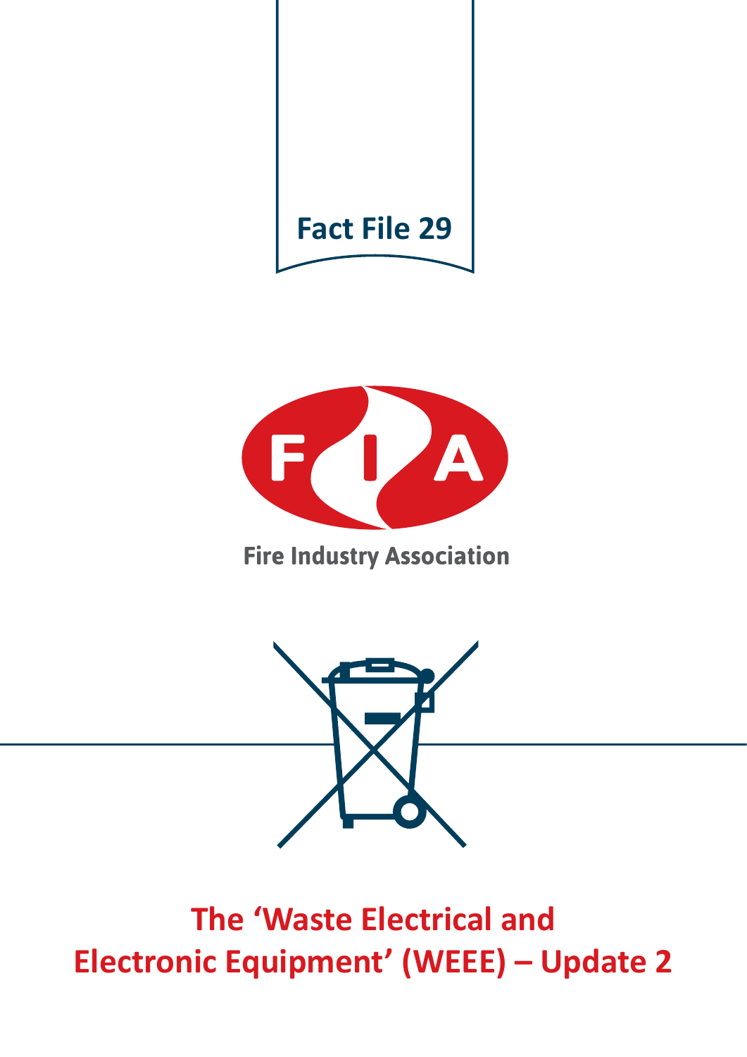Fact File 29

Fire Industry Association

# The 'Waste Electrical and Electronic Equipment' (WEEE) – Update 2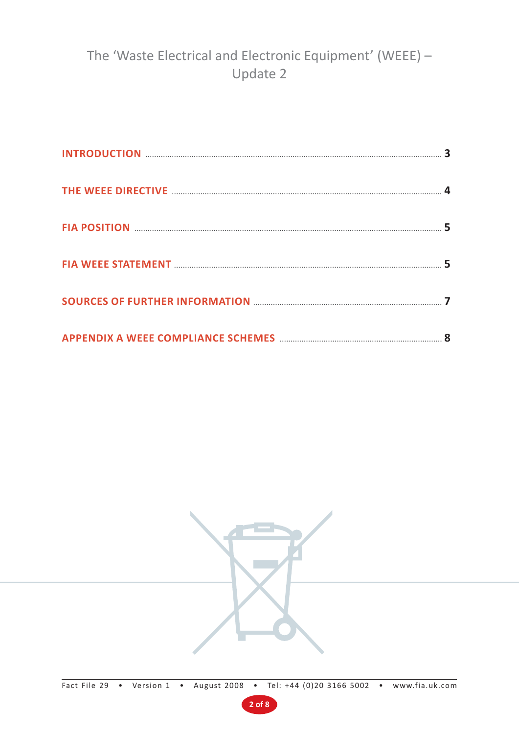# The 'Waste Electrical and Electronic Equipment' (WEEE) – Update 2

| | |
|---|---|
| INTRODUCTION | 3 |
| THE WEEE DIRECTIVE | 4 |
| FIA POSITION | 5 |
| FIA WEEE STATEMENT | 5 |
| SOURCES OF FURTHER INFORMATION | 7 |
| APPENDIX A WEEE COMPLIANCE SCHEMES | 8 |

Fact File 29 • Version 1 • August 2008 • Tel: +44 (0)20 3166 5002 • www.fia.uk.com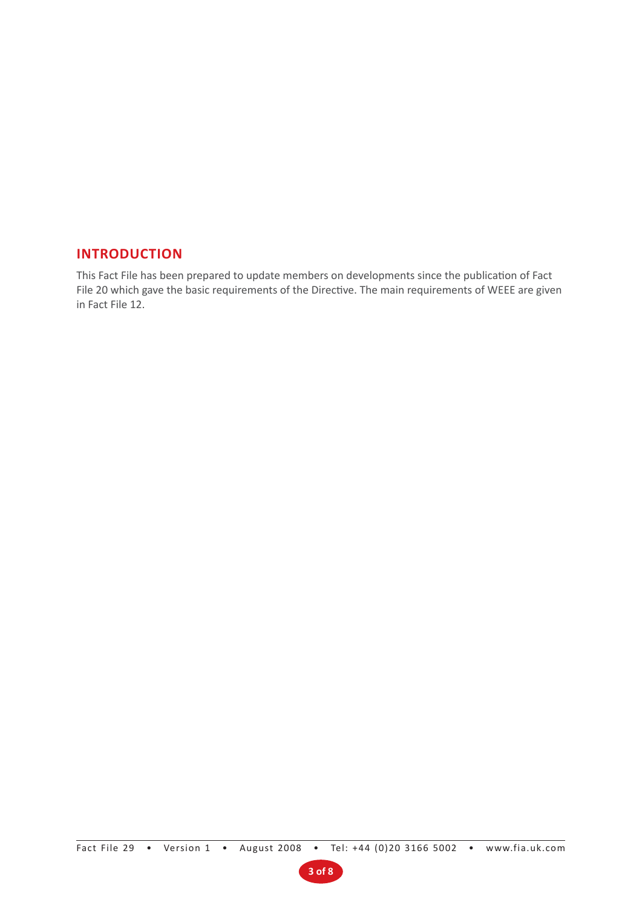## INTRODUCTION

This Fact File has been prepared to update members on developments since the publication of Fact File 20 which gave the basic requirements of the Directive. The main requirements of WEEE are given in Fact File 12.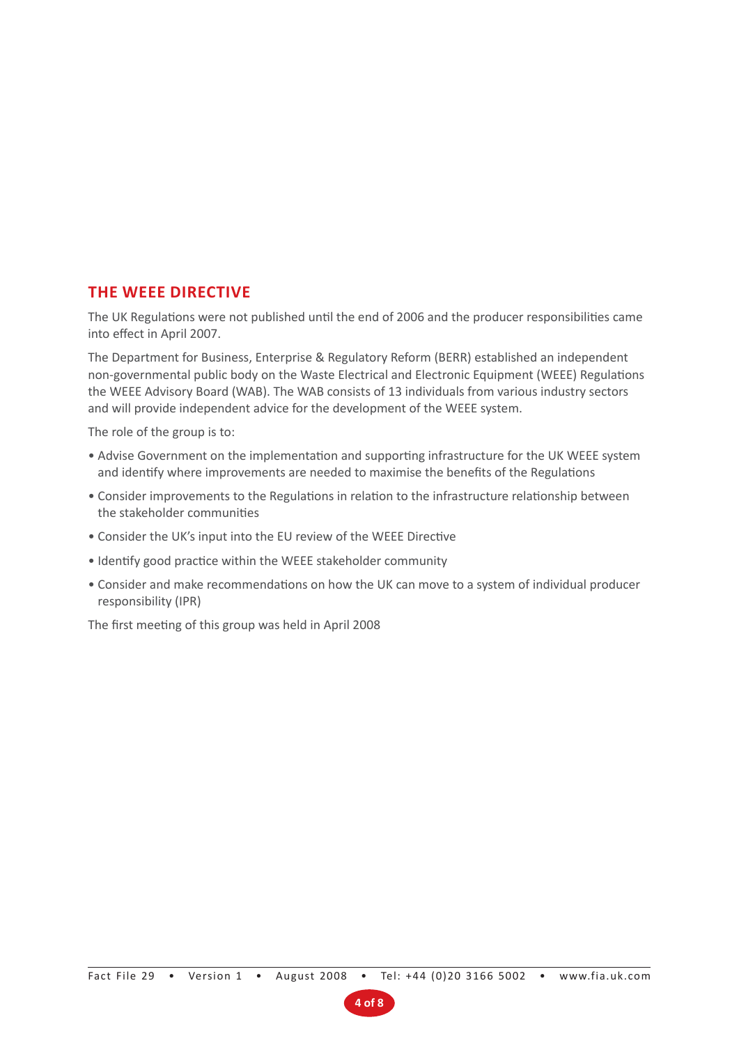## THE WEEE DIRECTIVE

The UK Regulations were not published until the end of 2006 and the producer responsibilities came into effect in April 2007.

The Department for Business, Enterprise & Regulatory Reform (BERR) established an independent non-governmental public body on the Waste Electrical and Electronic Equipment (WEEE) Regulations the WEEE Advisory Board (WAB). The WAB consists of 13 individuals from various industry sectors and will provide independent advice for the development of the WEEE system.

The role of the group is to:

- Advise Government on the implementation and supporting infrastructure for the UK WEEE system and identify where improvements are needed to maximise the benefits of the Regulations
- Consider improvements to the Regulations in relation to the infrastructure relationship between the stakeholder communities
- Consider the UK's input into the EU review of the WEEE Directive
- Identify good practice within the WEEE stakeholder community
- Consider and make recommendations on how the UK can move to a system of individual producer responsibility (IPR)

The first meeting of this group was held in April 2008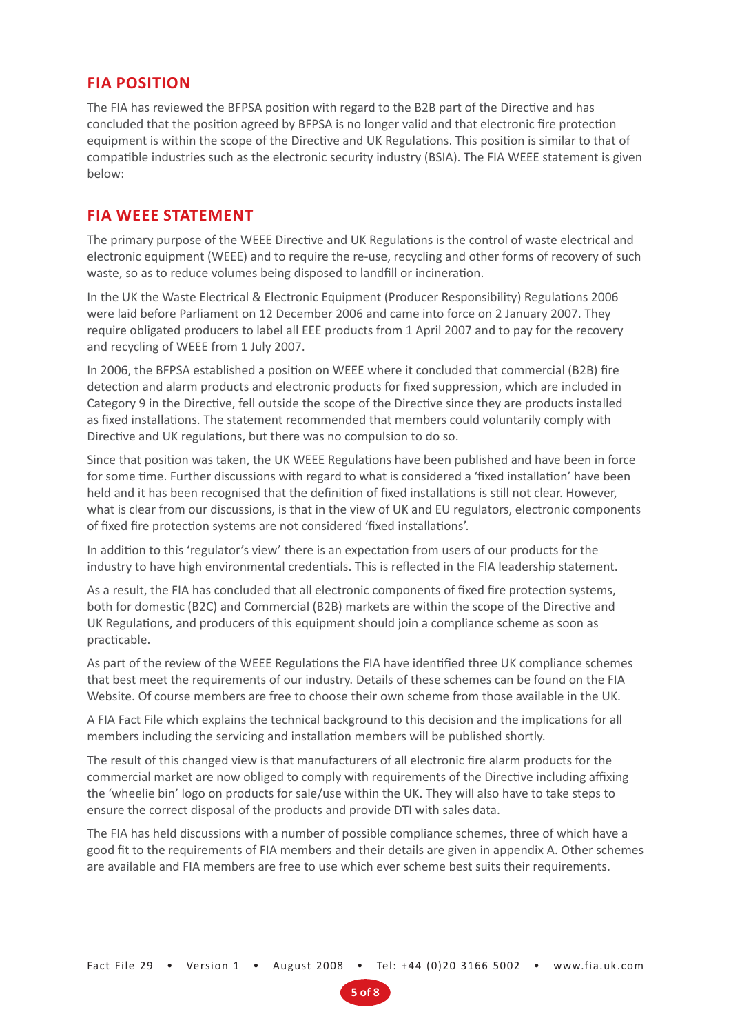## FIA POSITION

The FIA has reviewed the BFPSA position with regard to the B2B part of the Directive and has concluded that the position agreed by BFPSA is no longer valid and that electronic fire protection equipment is within the scope of the Directive and UK Regulations. This position is similar to that of compatible industries such as the electronic security industry (BSIA). The FIA WEEE statement is given below:

## FIA WEEE STATEMENT

The primary purpose of the WEEE Directive and UK Regulations is the control of waste electrical and electronic equipment (WEEE) and to require the re-use, recycling and other forms of recovery of such waste, so as to reduce volumes being disposed to landfill or incineration.

In the UK the Waste Electrical & Electronic Equipment (Producer Responsibility) Regulations 2006 were laid before Parliament on 12 December 2006 and came into force on 2 January 2007. They require obligated producers to label all EEE products from 1 April 2007 and to pay for the recovery and recycling of WEEE from 1 July 2007.

In 2006, the BFPSA established a position on WEEE where it concluded that commercial (B2B) fire detection and alarm products and electronic products for fixed suppression, which are included in Category 9 in the Directive, fell outside the scope of the Directive since they are products installed as fixed installations. The statement recommended that members could voluntarily comply with Directive and UK regulations, but there was no compulsion to do so.

Since that position was taken, the UK WEEE Regulations have been published and have been in force for some time. Further discussions with regard to what is considered a 'fixed installation' have been held and it has been recognised that the definition of fixed installations is still not clear. However, what is clear from our discussions, is that in the view of UK and EU regulators, electronic components of fixed fire protection systems are not considered 'fixed installations'.

In addition to this 'regulator's view' there is an expectation from users of our products for the industry to have high environmental credentials. This is reflected in the FIA leadership statement.

As a result, the FIA has concluded that all electronic components of fixed fire protection systems, both for domestic (B2C) and Commercial (B2B) markets are within the scope of the Directive and UK Regulations, and producers of this equipment should join a compliance scheme as soon as practicable.

As part of the review of the WEEE Regulations the FIA have identified three UK compliance schemes that best meet the requirements of our industry. Details of these schemes can be found on the FIA Website. Of course members are free to choose their own scheme from those available in the UK.

A FIA Fact File which explains the technical background to this decision and the implications for all members including the servicing and installation members will be published shortly.

The result of this changed view is that manufacturers of all electronic fire alarm products for the commercial market are now obliged to comply with requirements of the Directive including affixing the 'wheelie bin' logo on products for sale/use within the UK. They will also have to take steps to ensure the correct disposal of the products and provide DTI with sales data.

The FIA has held discussions with a number of possible compliance schemes, three of which have a good fit to the requirements of FIA members and their details are given in appendix A. Other schemes are available and FIA members are free to use which ever scheme best suits their requirements.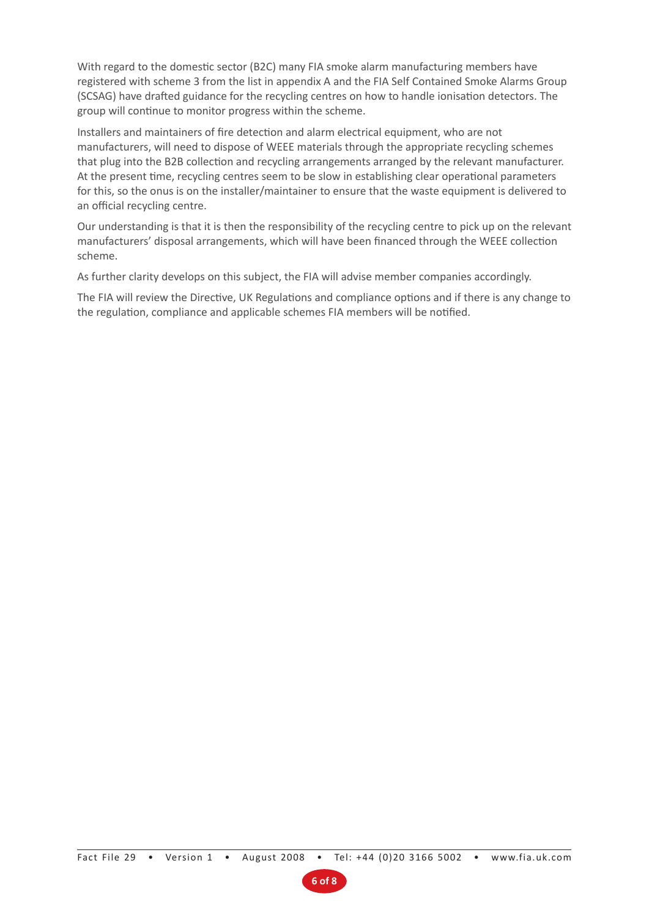With regard to the domestic sector (B2C) many FIA smoke alarm manufacturing members have registered with scheme 3 from the list in appendix A and the FIA Self Contained Smoke Alarms Group (SCSAG) have drafted guidance for the recycling centres on how to handle ionisation detectors. The group will continue to monitor progress within the scheme.

Installers and maintainers of fire detection and alarm electrical equipment, who are not manufacturers, will need to dispose of WEEE materials through the appropriate recycling schemes that plug into the B2B collection and recycling arrangements arranged by the relevant manufacturer. At the present time, recycling centres seem to be slow in establishing clear operational parameters for this, so the onus is on the installer/maintainer to ensure that the waste equipment is delivered to an official recycling centre.

Our understanding is that it is then the responsibility of the recycling centre to pick up on the relevant manufacturers' disposal arrangements, which will have been financed through the WEEE collection scheme.

As further clarity develops on this subject, the FIA will advise member companies accordingly.

The FIA will review the Directive, UK Regulations and compliance options and if there is any change to the regulation, compliance and applicable schemes FIA members will be notified.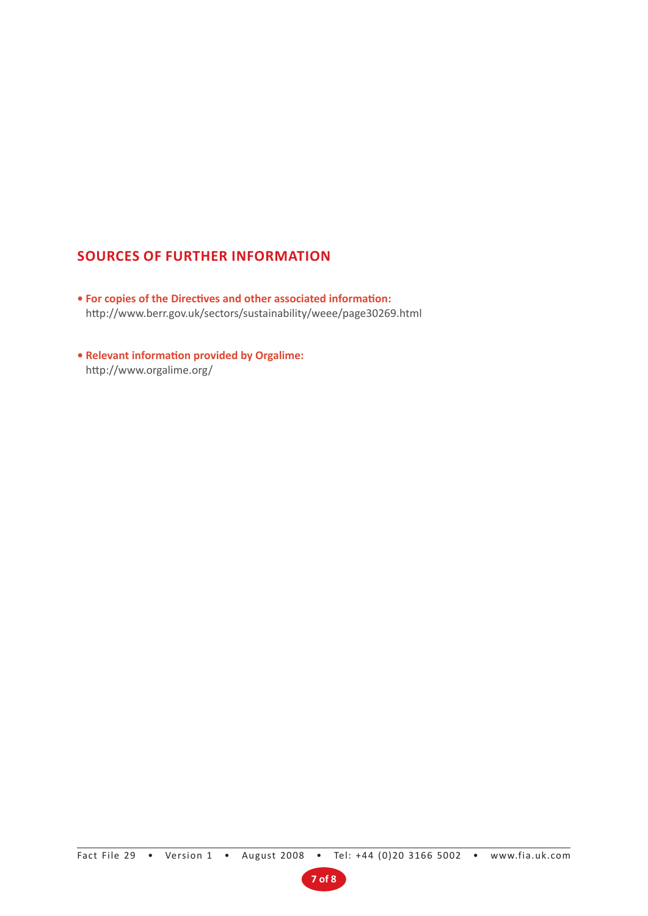## SOURCES OF FURTHER INFORMATION

- **For copies of the Directives and other associated information:**
  http://www.berr.gov.uk/sectors/sustainability/weee/page30269.html

- **Relevant information provided by Orgalime:**
  http://www.orgalime.org/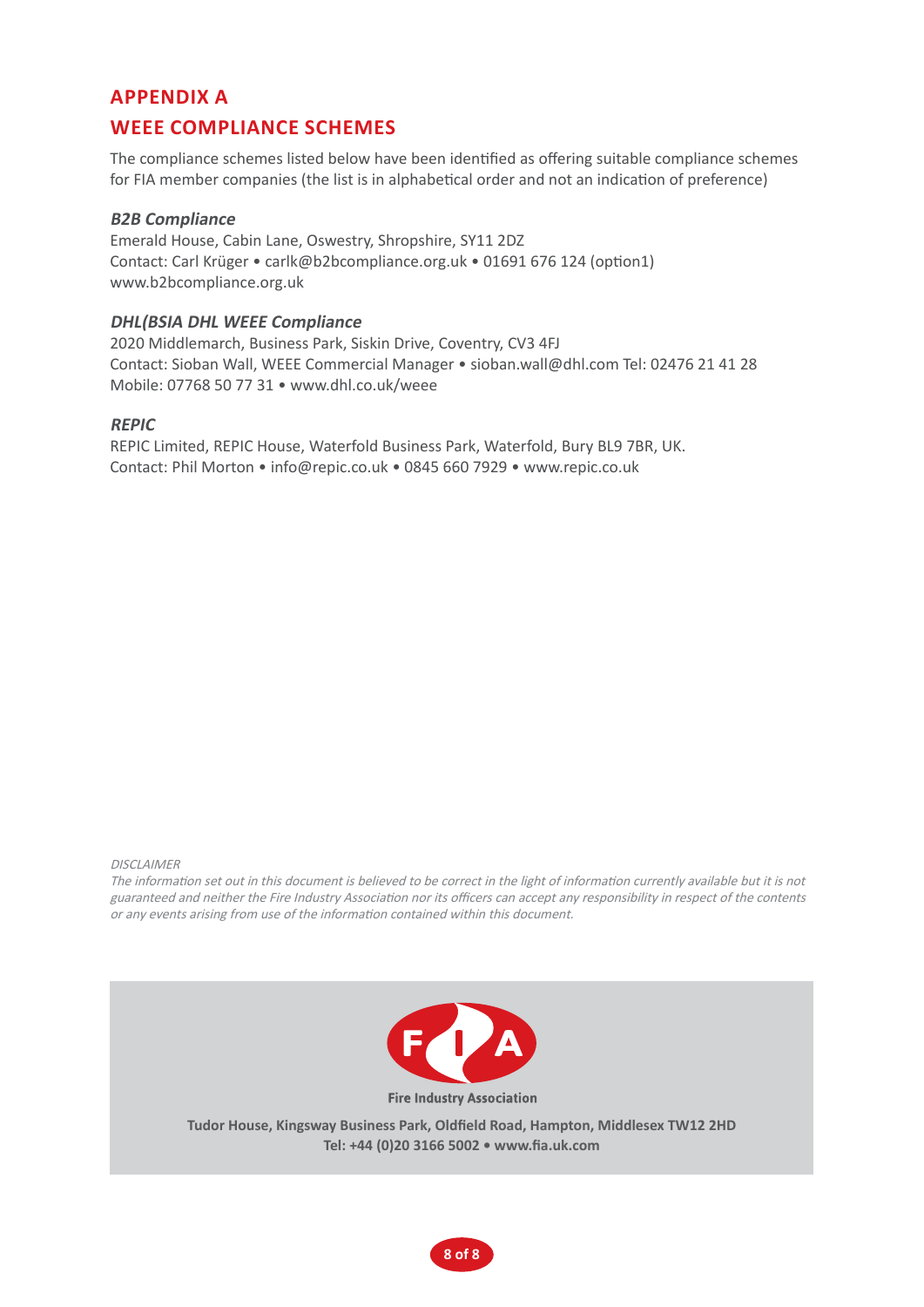## APPENDIX A

## WEEE COMPLIANCE SCHEMES

The compliance schemes listed below have been identified as offering suitable compliance schemes for FIA member companies (the list is in alphabetical order and not an indication of preference)

### *B2B Compliance*

Emerald House, Cabin Lane, Oswestry, Shropshire, SY11 2DZ
Contact: Carl Krüger • carlk@b2bcompliance.org.uk • 01691 676 124 (option1)
www.b2bcompliance.org.uk

### *DHL(BSIA DHL WEEE Compliance*

2020 Middlemarch, Business Park, Siskin Drive, Coventry, CV3 4FJ
Contact: Sioban Wall, WEEE Commercial Manager • sioban.wall@dhl.com Tel: 02476 21 41 28
Mobile: 07768 50 77 31 • www.dhl.co.uk/weee

### *REPIC*

REPIC Limited, REPIC House, Waterfold Business Park, Waterfold, Bury BL9 7BR, UK.
Contact: Phil Morton • info@repic.co.uk • 0845 660 7929 • www.repic.co.uk

*DISCLAIMER*
*The information set out in this document is believed to be correct in the light of information currently available but it is not guaranteed and neither the Fire Industry Association nor its officers can accept any responsibility in respect of the contents or any events arising from use of the information contained within this document.*

FIA

**Fire Industry Association**

**Tudor House, Kingsway Business Park, Oldfield Road, Hampton, Middlesex TW12 2HD**
**Tel: +44 (0)20 3166 5002 • www.fia.uk.com**